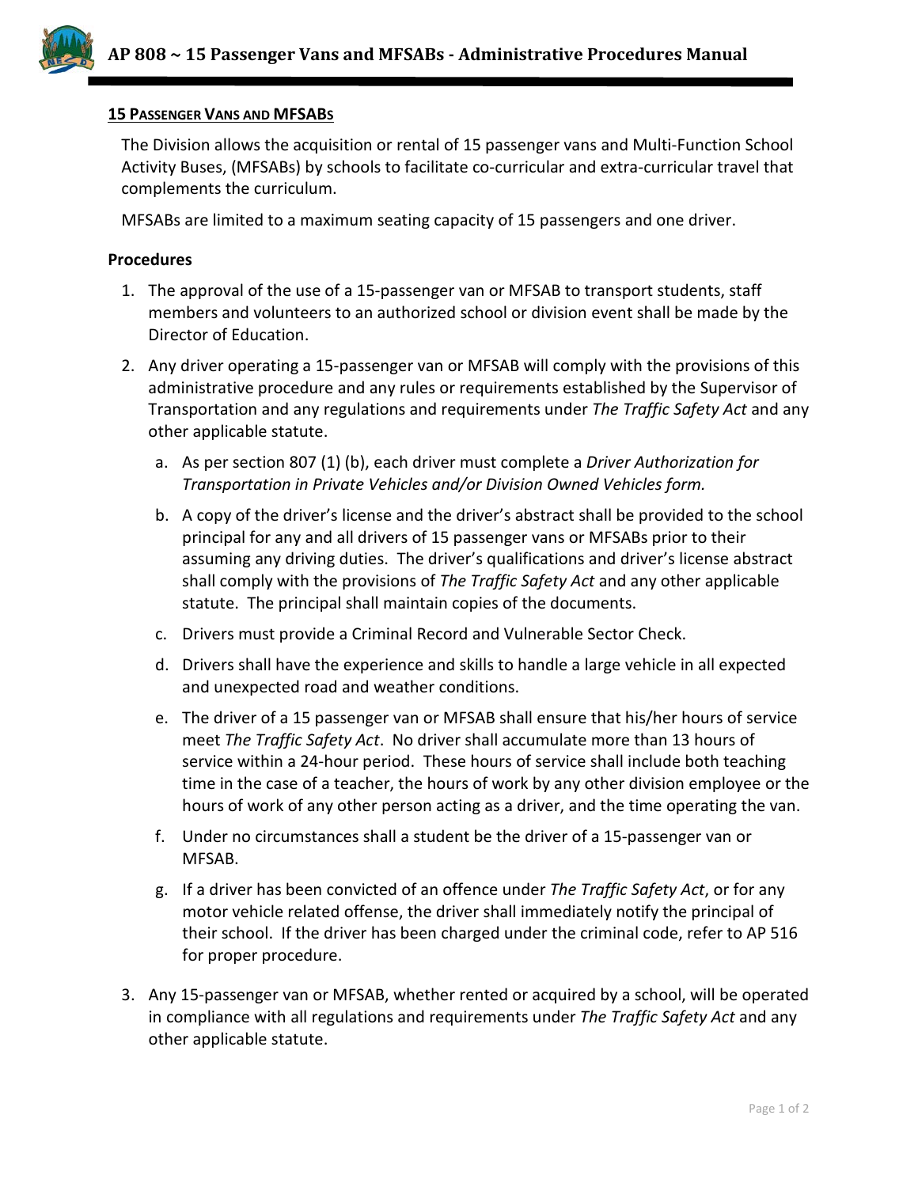## 15 Passenger Vans and MFSABs

The Division allows the acquisition or rental of 15 passenger vans and Multi-Function School Activity Buses, (MFSABs) by schools to facilitate co-curricular and extra-curricular travel that complements the curriculum.

MFSABs are limited to a maximum seating capacity of 15 passengers and one driver.

### Procedures

1. The approval of the use of a 15-passenger van or MFSAB to transport students, staff members and volunteers to an authorized school or division event shall be made by the Director of Education.
2. Any driver operating a 15-passenger van or MFSAB will comply with the provisions of this administrative procedure and any rules or requirements established by the Supervisor of Transportation and any regulations and requirements under *The Traffic Safety Act* and any other applicable statute.
   a. As per section 807 (1) (b), each driver must complete a *Driver Authorization for Transportation in Private Vehicles and/or Division Owned Vehicles form.*
   b. A copy of the driver's license and the driver's abstract shall be provided to the school principal for any and all drivers of 15 passenger vans or MFSABs prior to their assuming any driving duties. The driver's qualifications and driver's license abstract shall comply with the provisions of *The Traffic Safety Act* and any other applicable statute. The principal shall maintain copies of the documents.
   c. Drivers must provide a Criminal Record and Vulnerable Sector Check.
   d. Drivers shall have the experience and skills to handle a large vehicle in all expected and unexpected road and weather conditions.
   e. The driver of a 15 passenger van or MFSAB shall ensure that his/her hours of service meet *The Traffic Safety Act*. No driver shall accumulate more than 13 hours of service within a 24-hour period. These hours of service shall include both teaching time in the case of a teacher, the hours of work by any other division employee or the hours of work of any other person acting as a driver, and the time operating the van.
   f. Under no circumstances shall a student be the driver of a 15-passenger van or MFSAB.
   g. If a driver has been convicted of an offence under *The Traffic Safety Act*, or for any motor vehicle related offense, the driver shall immediately notify the principal of their school. If the driver has been charged under the criminal code, refer to AP 516 for proper procedure.
3. Any 15-passenger van or MFSAB, whether rented or acquired by a school, will be operated in compliance with all regulations and requirements under *The Traffic Safety Act* and any other applicable statute.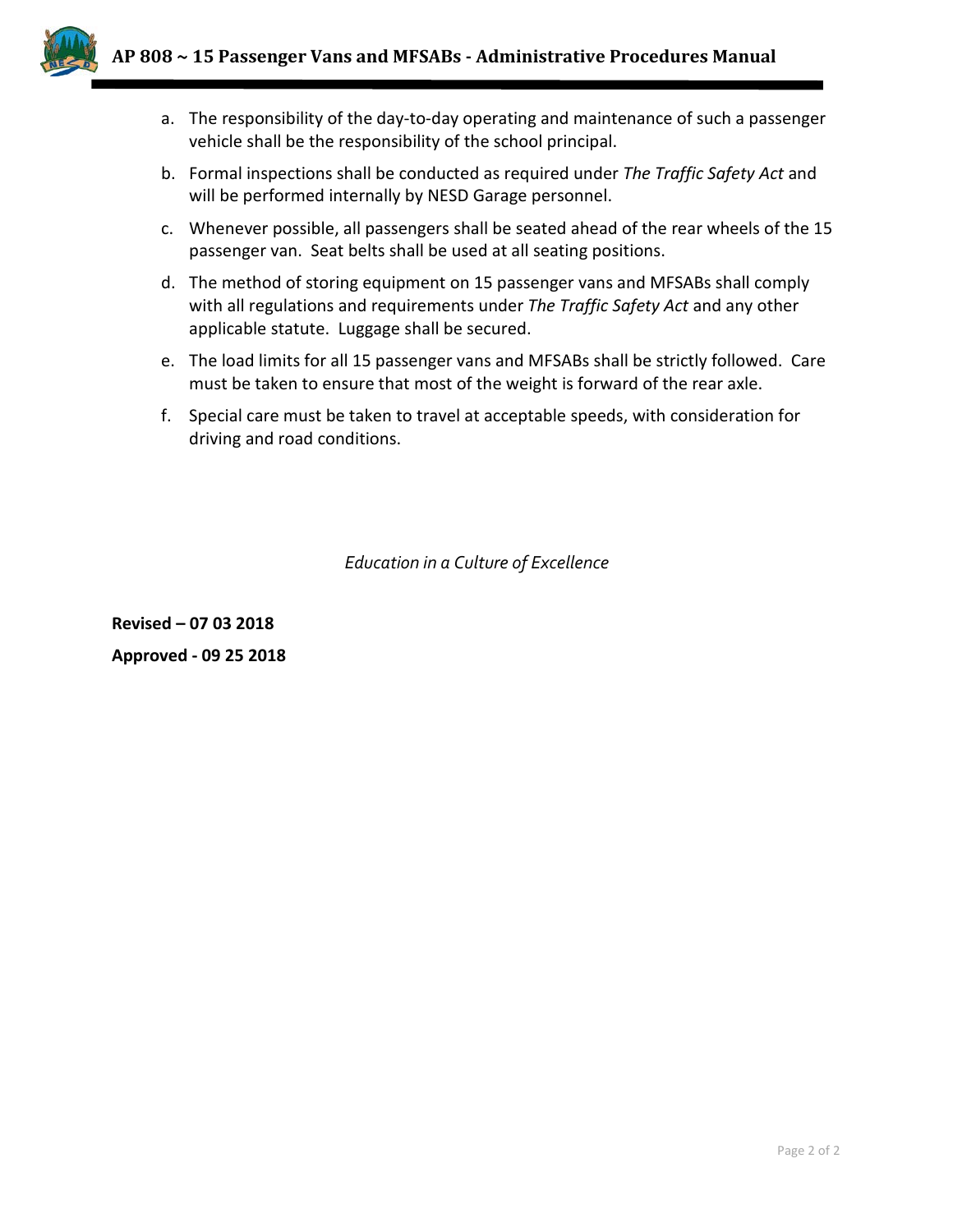a. The responsibility of the day-to-day operating and maintenance of such a passenger vehicle shall be the responsibility of the school principal.
b. Formal inspections shall be conducted as required under *The Traffic Safety Act* and will be performed internally by NESD Garage personnel.
c. Whenever possible, all passengers shall be seated ahead of the rear wheels of the 15 passenger van. Seat belts shall be used at all seating positions.
d. The method of storing equipment on 15 passenger vans and MFSABs shall comply with all regulations and requirements under *The Traffic Safety Act* and any other applicable statute. Luggage shall be secured.
e. The load limits for all 15 passenger vans and MFSABs shall be strictly followed. Care must be taken to ensure that most of the weight is forward of the rear axle.
f. Special care must be taken to travel at acceptable speeds, with consideration for driving and road conditions.

*Education in a Culture of Excellence*

**Revised – 07 03 2018**

**Approved - 09 25 2018**